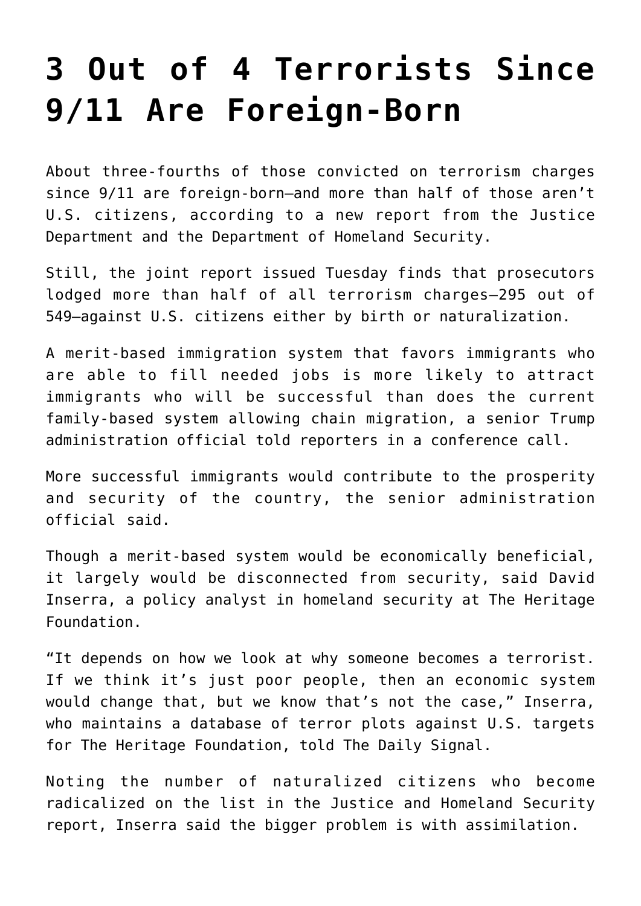# 3 Out of 4 Terrorists Since 9/11 Are Foreign-Born

About three-fourths of those convicted on terrorism charges since 9/11 are foreign-born—and more than half of those aren't U.S. citizens, according to a new report from the Justice Department and the Department of Homeland Security.

Still, the joint report issued Tuesday finds that prosecutors lodged more than half of all terrorism charges—295 out of 549—against U.S. citizens either by birth or naturalization.

A merit-based immigration system that favors immigrants who are able to fill needed jobs is more likely to attract immigrants who will be successful than does the current family-based system allowing chain migration, a senior Trump administration official told reporters in a conference call.

More successful immigrants would contribute to the prosperity and security of the country, the senior administration official said.

Though a merit-based system would be economically beneficial, it largely would be disconnected from security, said David Inserra, a policy analyst in homeland security at The Heritage Foundation.

"It depends on how we look at why someone becomes a terrorist. If we think it's just poor people, then an economic system would change that, but we know that's not the case," Inserra, who maintains a database of terror plots against U.S. targets for The Heritage Foundation, told The Daily Signal.

Noting the number of naturalized citizens who become radicalized on the list in the Justice and Homeland Security report, Inserra said the bigger problem is with assimilation.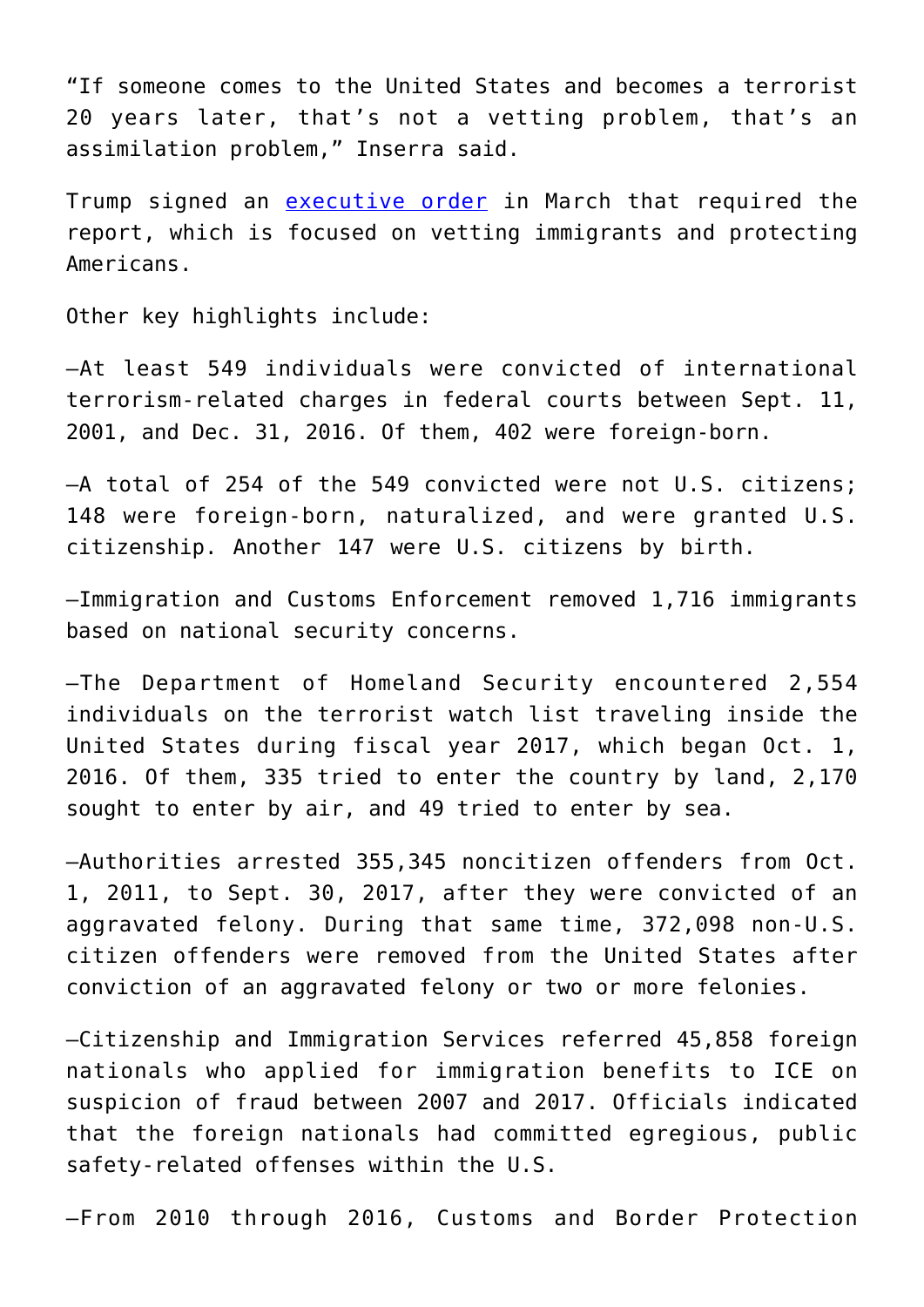"If someone comes to the United States and becomes a terrorist 20 years later, that's not a vetting problem, that's an assimilation problem," Inserra said.

Trump signed an executive order in March that required the report, which is focused on vetting immigrants and protecting Americans.

Other key highlights include:

—At least 549 individuals were convicted of international terrorism-related charges in federal courts between Sept. 11, 2001, and Dec. 31, 2016. Of them, 402 were foreign-born.

—A total of 254 of the 549 convicted were not U.S. citizens; 148 were foreign-born, naturalized, and were granted U.S. citizenship. Another 147 were U.S. citizens by birth.

—Immigration and Customs Enforcement removed 1,716 immigrants based on national security concerns.

—The Department of Homeland Security encountered 2,554 individuals on the terrorist watch list traveling inside the United States during fiscal year 2017, which began Oct. 1, 2016. Of them, 335 tried to enter the country by land, 2,170 sought to enter by air, and 49 tried to enter by sea.

—Authorities arrested 355,345 noncitizen offenders from Oct. 1, 2011, to Sept. 30, 2017, after they were convicted of an aggravated felony. During that same time, 372,098 non-U.S. citizen offenders were removed from the United States after conviction of an aggravated felony or two or more felonies.

—Citizenship and Immigration Services referred 45,858 foreign nationals who applied for immigration benefits to ICE on suspicion of fraud between 2007 and 2017. Officials indicated that the foreign nationals had committed egregious, public safety-related offenses within the U.S.

—From 2010 through 2016, Customs and Border Protection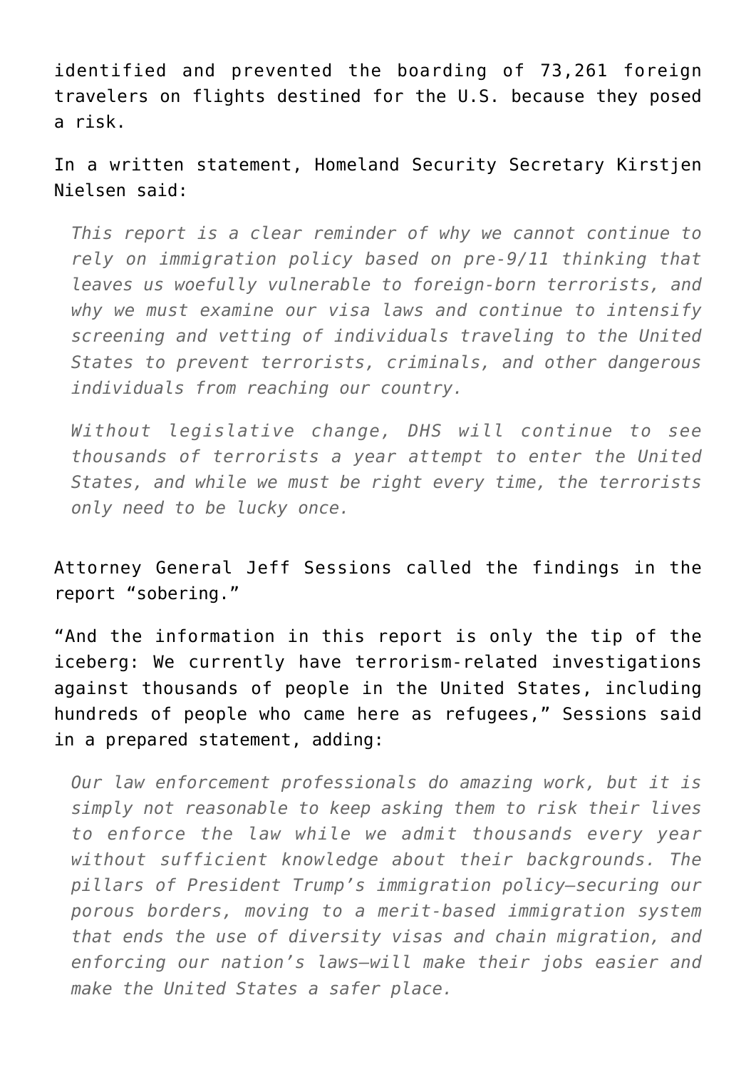identified and prevented the boarding of 73,261 foreign travelers on flights destined for the U.S. because they posed a risk.

In a written statement, Homeland Security Secretary Kirstjen Nielsen said:

> *This report is a clear reminder of why we cannot continue to rely on immigration policy based on pre-9/11 thinking that leaves us woefully vulnerable to foreign-born terrorists, and why we must examine our visa laws and continue to intensify screening and vetting of individuals traveling to the United States to prevent terrorists, criminals, and other dangerous individuals from reaching our country.*
>
> *Without legislative change, DHS will continue to see thousands of terrorists a year attempt to enter the United States, and while we must be right every time, the terrorists only need to be lucky once.*

Attorney General Jeff Sessions called the findings in the report "sobering."

"And the information in this report is only the tip of the iceberg: We currently have terrorism-related investigations against thousands of people in the United States, including hundreds of people who came here as refugees," Sessions said in a prepared statement, adding:

> *Our law enforcement professionals do amazing work, but it is simply not reasonable to keep asking them to risk their lives to enforce the law while we admit thousands every year without sufficient knowledge about their backgrounds. The pillars of President Trump's immigration policy—securing our porous borders, moving to a merit-based immigration system that ends the use of diversity visas and chain migration, and enforcing our nation's laws—will make their jobs easier and make the United States a safer place.*